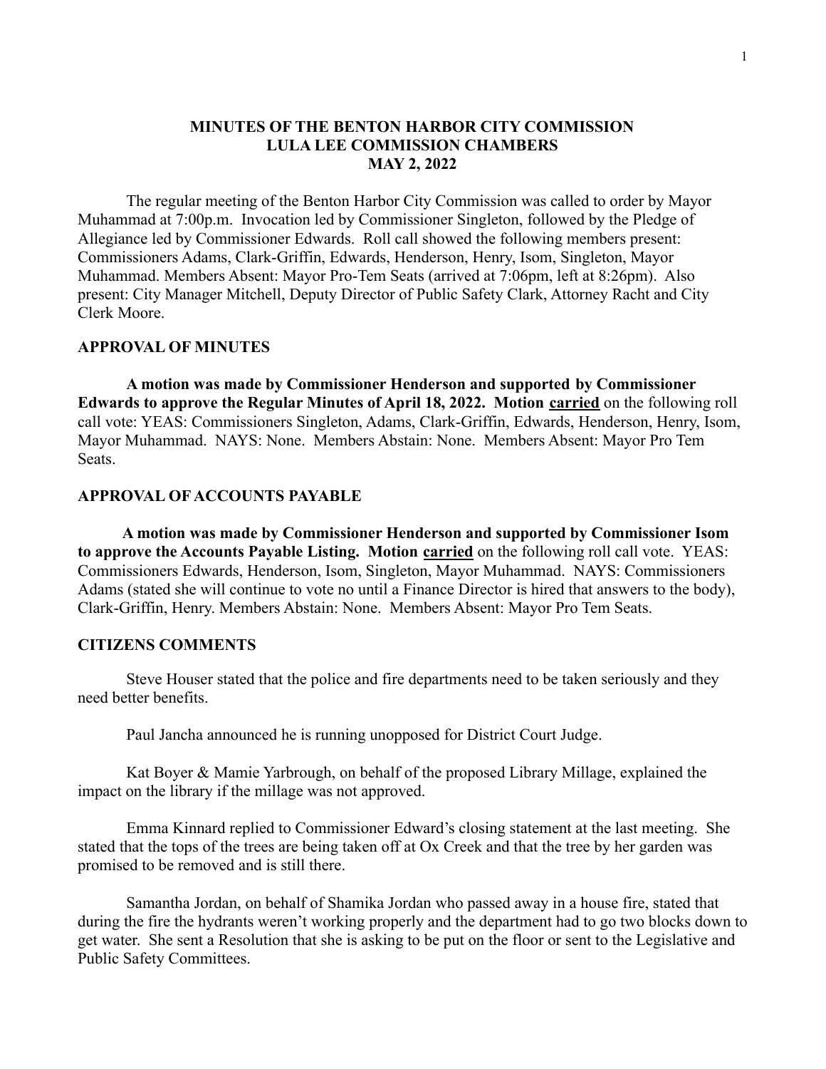# MINUTES OF THE BENTON HARBOR CITY COMMISSION
## LULA LEE COMMISSION CHAMBERS
## MAY 2, 2022

The regular meeting of the Benton Harbor City Commission was called to order by Mayor Muhammad at 7:00p.m. Invocation led by Commissioner Singleton, followed by the Pledge of Allegiance led by Commissioner Edwards. Roll call showed the following members present: Commissioners Adams, Clark-Griffin, Edwards, Henderson, Henry, Isom, Singleton, Mayor Muhammad. Members Absent: Mayor Pro-Tem Seats (arrived at 7:06pm, left at 8:26pm). Also present: City Manager Mitchell, Deputy Director of Public Safety Clark, Attorney Racht and City Clerk Moore.

### APPROVAL OF MINUTES

**A motion was made by Commissioner Henderson and supported by Commissioner Edwards to approve the Regular Minutes of April 18, 2022. Motion <u>carried</u>** on the following roll call vote: YEAS: Commissioners Singleton, Adams, Clark-Griffin, Edwards, Henderson, Henry, Isom, Mayor Muhammad. NAYS: None. Members Abstain: None. Members Absent: Mayor Pro Tem Seats.

### APPROVAL OF ACCOUNTS PAYABLE

**A motion was made by Commissioner Henderson and supported by Commissioner Isom to approve the Accounts Payable Listing. Motion <u>carried</u>** on the following roll call vote. YEAS: Commissioners Edwards, Henderson, Isom, Singleton, Mayor Muhammad. NAYS: Commissioners Adams (stated she will continue to vote no until a Finance Director is hired that answers to the body), Clark-Griffin, Henry. Members Abstain: None. Members Absent: Mayor Pro Tem Seats.

### CITIZENS COMMENTS

Steve Houser stated that the police and fire departments need to be taken seriously and they need better benefits.

Paul Jancha announced he is running unopposed for District Court Judge.

Kat Boyer & Mamie Yarbrough, on behalf of the proposed Library Millage, explained the impact on the library if the millage was not approved.

Emma Kinnard replied to Commissioner Edward's closing statement at the last meeting. She stated that the tops of the trees are being taken off at Ox Creek and that the tree by her garden was promised to be removed and is still there.

Samantha Jordan, on behalf of Shamika Jordan who passed away in a house fire, stated that during the fire the hydrants weren't working properly and the department had to go two blocks down to get water. She sent a Resolution that she is asking to be put on the floor or sent to the Legislative and Public Safety Committees.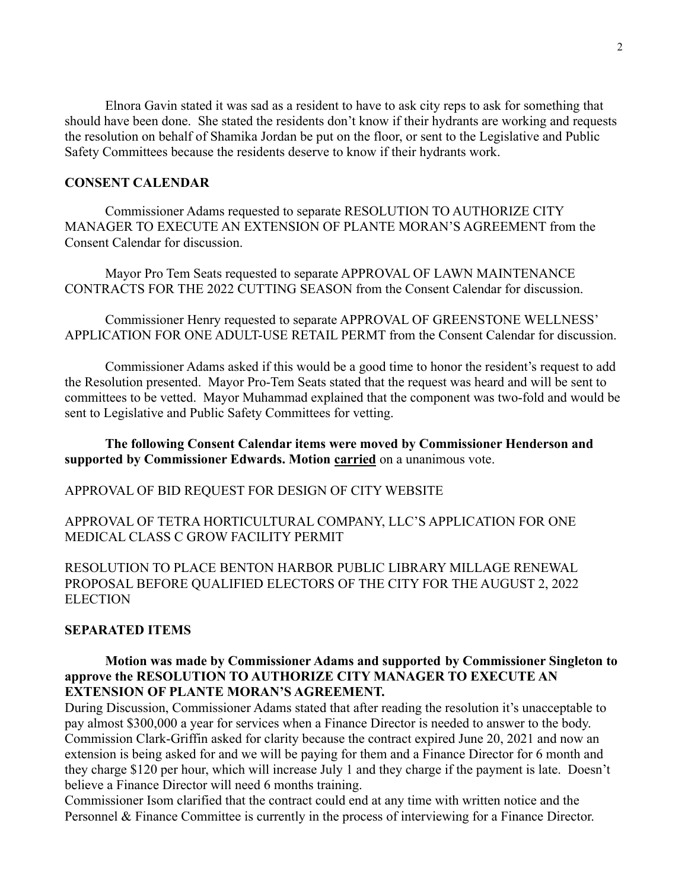Elnora Gavin stated it was sad as a resident to have to ask city reps to ask for something that should have been done. She stated the residents don't know if their hydrants are working and requests the resolution on behalf of Shamika Jordan be put on the floor, or sent to the Legislative and Public Safety Committees because the residents deserve to know if their hydrants work.

## CONSENT CALENDAR

Commissioner Adams requested to separate RESOLUTION TO AUTHORIZE CITY MANAGER TO EXECUTE AN EXTENSION OF PLANTE MORAN'S AGREEMENT from the Consent Calendar for discussion.

Mayor Pro Tem Seats requested to separate APPROVAL OF LAWN MAINTENANCE CONTRACTS FOR THE 2022 CUTTING SEASON from the Consent Calendar for discussion.

Commissioner Henry requested to separate APPROVAL OF GREENSTONE WELLNESS' APPLICATION FOR ONE ADULT-USE RETAIL PERMT from the Consent Calendar for discussion.

Commissioner Adams asked if this would be a good time to honor the resident's request to add the Resolution presented. Mayor Pro-Tem Seats stated that the request was heard and will be sent to committees to be vetted. Mayor Muhammad explained that the component was two-fold and would be sent to Legislative and Public Safety Committees for vetting.

**The following Consent Calendar items were moved by Commissioner Henderson and supported by Commissioner Edwards. Motion <u>carried</u>** on a unanimous vote.

APPROVAL OF BID REQUEST FOR DESIGN OF CITY WEBSITE

APPROVAL OF TETRA HORTICULTURAL COMPANY, LLC'S APPLICATION FOR ONE MEDICAL CLASS C GROW FACILITY PERMIT

RESOLUTION TO PLACE BENTON HARBOR PUBLIC LIBRARY MILLAGE RENEWAL PROPOSAL BEFORE QUALIFIED ELECTORS OF THE CITY FOR THE AUGUST 2, 2022 ELECTION

## SEPARATED ITEMS

**Motion was made by Commissioner Adams and supported by Commissioner Singleton to approve the RESOLUTION TO AUTHORIZE CITY MANAGER TO EXECUTE AN EXTENSION OF PLANTE MORAN'S AGREEMENT.**

During Discussion, Commissioner Adams stated that after reading the resolution it's unacceptable to pay almost $300,000 a year for services when a Finance Director is needed to answer to the body. Commission Clark-Griffin asked for clarity because the contract expired June 20, 2021 and now an extension is being asked for and we will be paying for them and a Finance Director for 6 month and they charge $120 per hour, which will increase July 1 and they charge if the payment is late. Doesn't believe a Finance Director will need 6 months training.

Commissioner Isom clarified that the contract could end at any time with written notice and the Personnel & Finance Committee is currently in the process of interviewing for a Finance Director.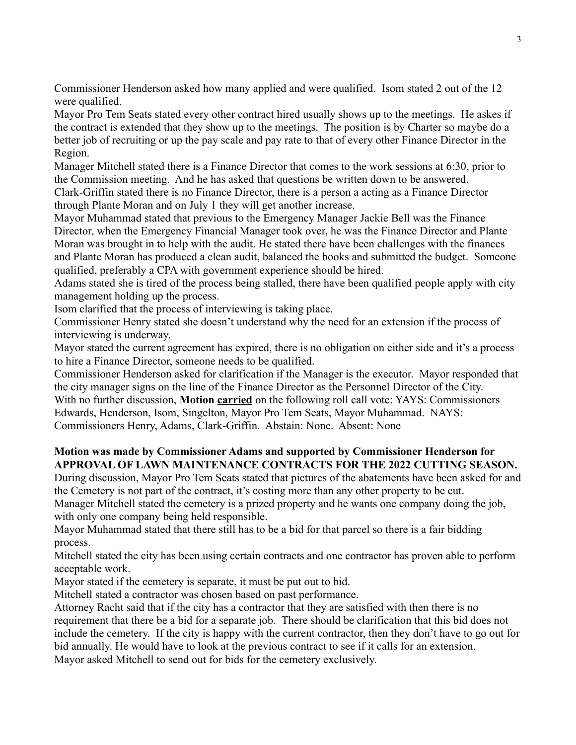Commissioner Henderson asked how many applied and were qualified. Isom stated 2 out of the 12 were qualified.

Mayor Pro Tem Seats stated every other contract hired usually shows up to the meetings. He askes if the contract is extended that they show up to the meetings. The position is by Charter so maybe do a better job of recruiting or up the pay scale and pay rate to that of every other Finance Director in the Region.

Manager Mitchell stated there is a Finance Director that comes to the work sessions at 6:30, prior to the Commission meeting. And he has asked that questions be written down to be answered.

Clark-Griffin stated there is no Finance Director, there is a person a acting as a Finance Director through Plante Moran and on July 1 they will get another increase.

Mayor Muhammad stated that previous to the Emergency Manager Jackie Bell was the Finance Director, when the Emergency Financial Manager took over, he was the Finance Director and Plante Moran was brought in to help with the audit. He stated there have been challenges with the finances and Plante Moran has produced a clean audit, balanced the books and submitted the budget. Someone qualified, preferably a CPA with government experience should be hired.

Adams stated she is tired of the process being stalled, there have been qualified people apply with city management holding up the process.

Isom clarified that the process of interviewing is taking place.

Commissioner Henry stated she doesn't understand why the need for an extension if the process of interviewing is underway.

Mayor stated the current agreement has expired, there is no obligation on either side and it's a process to hire a Finance Director, someone needs to be qualified.

Commissioner Henderson asked for clarification if the Manager is the executor. Mayor responded that the city manager signs on the line of the Finance Director as the Personnel Director of the City.

With no further discussion, **Motion <u>carried</u>** on the following roll call vote: YAYS: Commissioners Edwards, Henderson, Isom, Singelton, Mayor Pro Tem Seats, Mayor Muhammad. NAYS: Commissioners Henry, Adams, Clark-Griffin. Abstain: None. Absent: None

**Motion was made by Commissioner Adams and supported by Commissioner Henderson for APPROVAL OF LAWN MAINTENANCE CONTRACTS FOR THE 2022 CUTTING SEASON.**

During discussion, Mayor Pro Tem Seats stated that pictures of the abatements have been asked for and the Cemetery is not part of the contract, it's costing more than any other property to be cut.

Manager Mitchell stated the cemetery is a prized property and he wants one company doing the job, with only one company being held responsible.

Mayor Muhammad stated that there still has to be a bid for that parcel so there is a fair bidding process.

Mitchell stated the city has been using certain contracts and one contractor has proven able to perform acceptable work.

Mayor stated if the cemetery is separate, it must be put out to bid.

Mitchell stated a contractor was chosen based on past performance.

Attorney Racht said that if the city has a contractor that they are satisfied with then there is no requirement that there be a bid for a separate job. There should be clarification that this bid does not include the cemetery. If the city is happy with the current contractor, then they don't have to go out for bid annually. He would have to look at the previous contract to see if it calls for an extension.

Mayor asked Mitchell to send out for bids for the cemetery exclusively.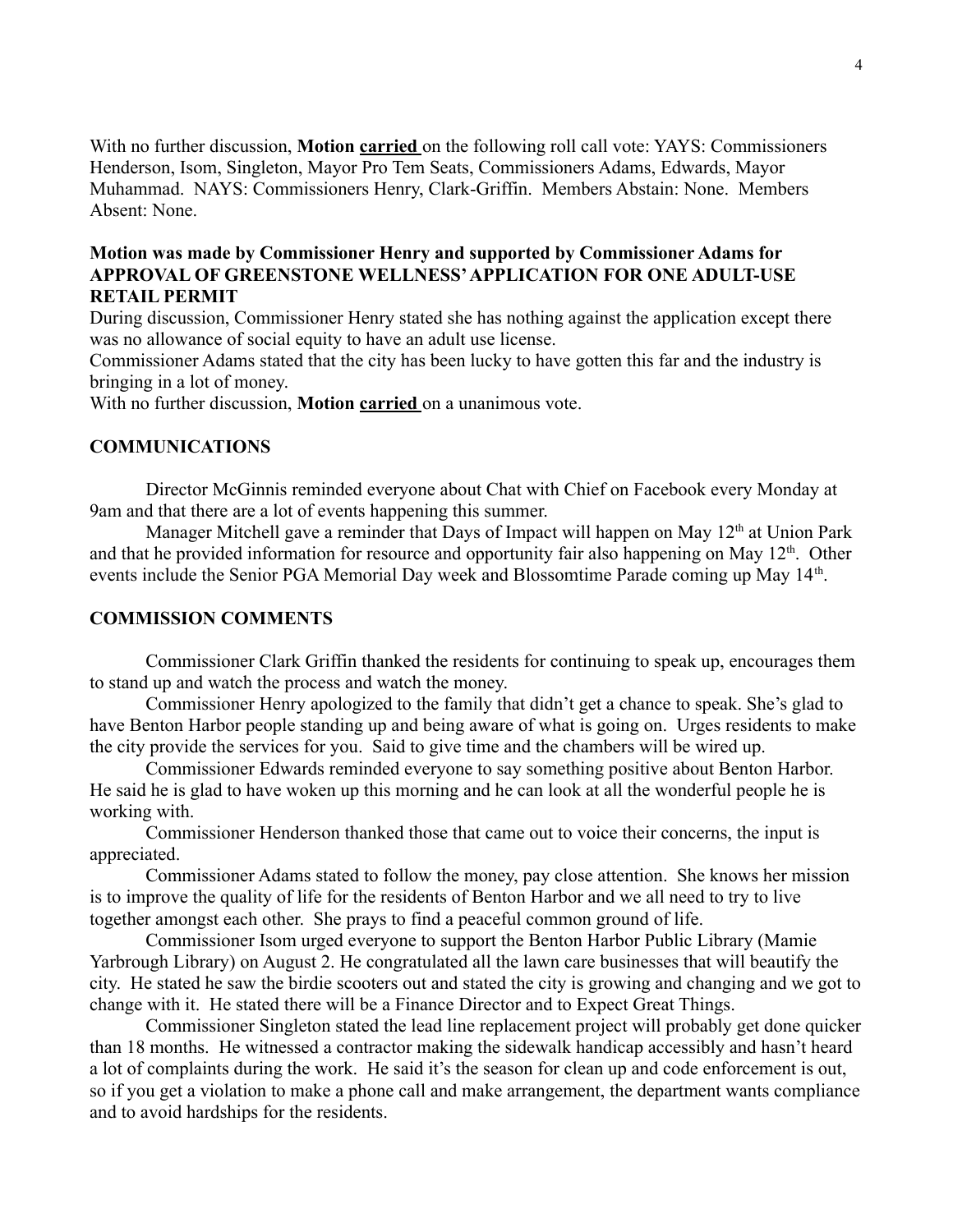With no further discussion, **Motion carried** on the following roll call vote: YAYS: Commissioners Henderson, Isom, Singleton, Mayor Pro Tem Seats, Commissioners Adams, Edwards, Mayor Muhammad. NAYS: Commissioners Henry, Clark-Griffin. Members Abstain: None. Members Absent: None.

**Motion was made by Commissioner Henry and supported by Commissioner Adams for APPROVAL OF GREENSTONE WELLNESS' APPLICATION FOR ONE ADULT-USE RETAIL PERMIT**

During discussion, Commissioner Henry stated she has nothing against the application except there was no allowance of social equity to have an adult use license.

Commissioner Adams stated that the city has been lucky to have gotten this far and the industry is bringing in a lot of money.

With no further discussion, **Motion carried** on a unanimous vote.

**COMMUNICATIONS**

Director McGinnis reminded everyone about Chat with Chief on Facebook every Monday at 9am and that there are a lot of events happening this summer.

Manager Mitchell gave a reminder that Days of Impact will happen on May 12th at Union Park and that he provided information for resource and opportunity fair also happening on May 12th. Other events include the Senior PGA Memorial Day week and Blossomtime Parade coming up May 14th.

**COMMISSION COMMENTS**

Commissioner Clark Griffin thanked the residents for continuing to speak up, encourages them to stand up and watch the process and watch the money.

Commissioner Henry apologized to the family that didn't get a chance to speak. She's glad to have Benton Harbor people standing up and being aware of what is going on. Urges residents to make the city provide the services for you. Said to give time and the chambers will be wired up.

Commissioner Edwards reminded everyone to say something positive about Benton Harbor. He said he is glad to have woken up this morning and he can look at all the wonderful people he is working with.

Commissioner Henderson thanked those that came out to voice their concerns, the input is appreciated.

Commissioner Adams stated to follow the money, pay close attention. She knows her mission is to improve the quality of life for the residents of Benton Harbor and we all need to try to live together amongst each other. She prays to find a peaceful common ground of life.

Commissioner Isom urged everyone to support the Benton Harbor Public Library (Mamie Yarbrough Library) on August 2. He congratulated all the lawn care businesses that will beautify the city. He stated he saw the birdie scooters out and stated the city is growing and changing and we got to change with it. He stated there will be a Finance Director and to Expect Great Things.

Commissioner Singleton stated the lead line replacement project will probably get done quicker than 18 months. He witnessed a contractor making the sidewalk handicap accessibly and hasn't heard a lot of complaints during the work. He said it's the season for clean up and code enforcement is out, so if you get a violation to make a phone call and make arrangement, the department wants compliance and to avoid hardships for the residents.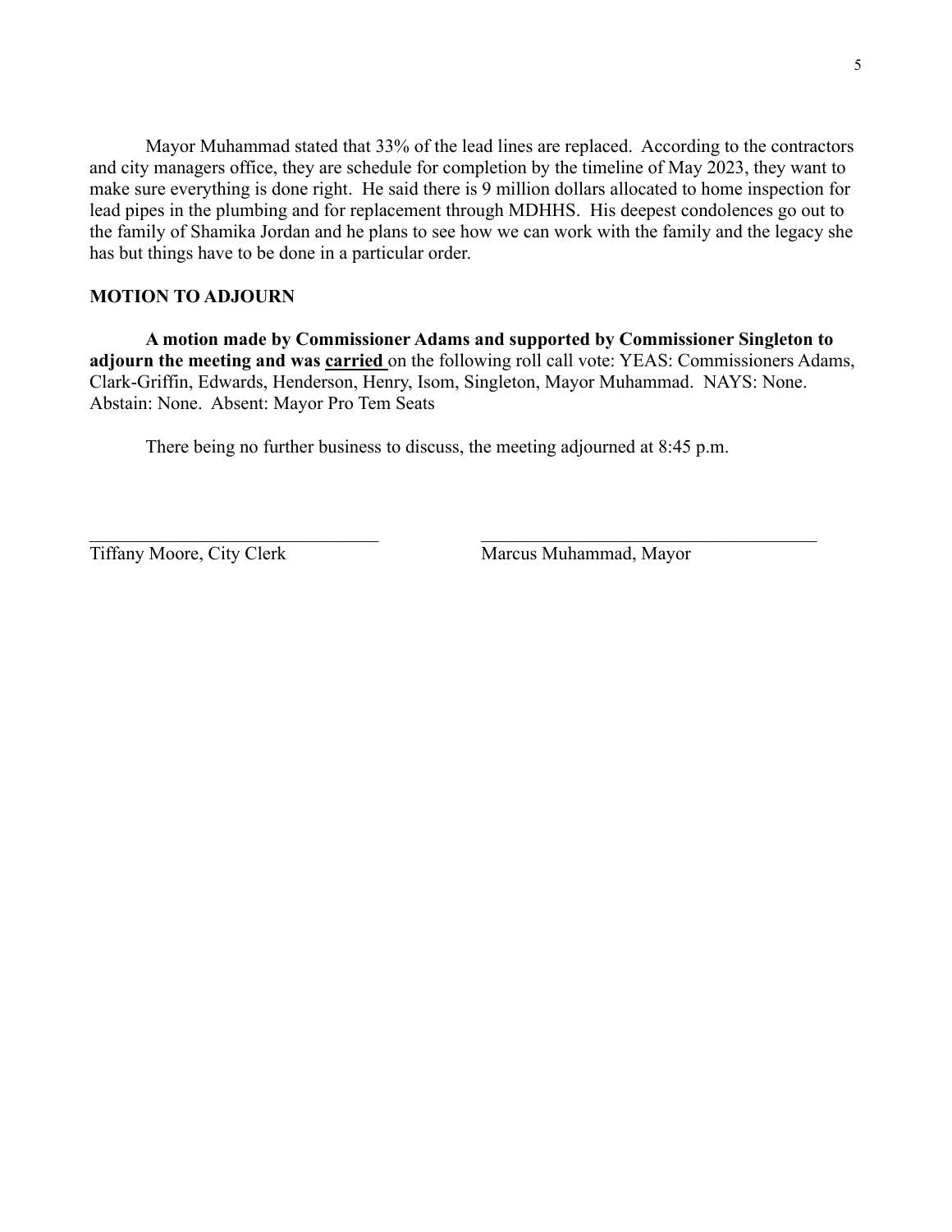Mayor Muhammad stated that 33% of the lead lines are replaced. According to the contractors and city managers office, they are schedule for completion by the timeline of May 2023, they want to make sure everything is done right. He said there is 9 million dollars allocated to home inspection for lead pipes in the plumbing and for replacement through MDHHS. His deepest condolences go out to the family of Shamika Jordan and he plans to see how we can work with the family and the legacy she has but things have to be done in a particular order.

**MOTION TO ADJOURN**

**A motion made by Commissioner Adams and supported by Commissioner Singleton to adjourn the meeting and was carried** on the following roll call vote: YEAS: Commissioners Adams, Clark-Griffin, Edwards, Henderson, Henry, Isom, Singleton, Mayor Muhammad. NAYS: None. Abstain: None. Absent: Mayor Pro Tem Seats

There being no further business to discuss, the meeting adjourned at 8:45 p.m.

\_\_\_\_\_\_\_\_\_\_\_\_\_\_\_\_\_\_\_\_\_\_\_\_\_\_\_\_\_\_\_\_\_\_
Tiffany Moore, City Clerk

\_\_\_\_\_\_\_\_\_\_\_\_\_\_\_\_\_\_\_\_\_\_\_\_\_\_\_\_\_\_\_\_\_\_\_\_\_\_
Marcus Muhammad, Mayor